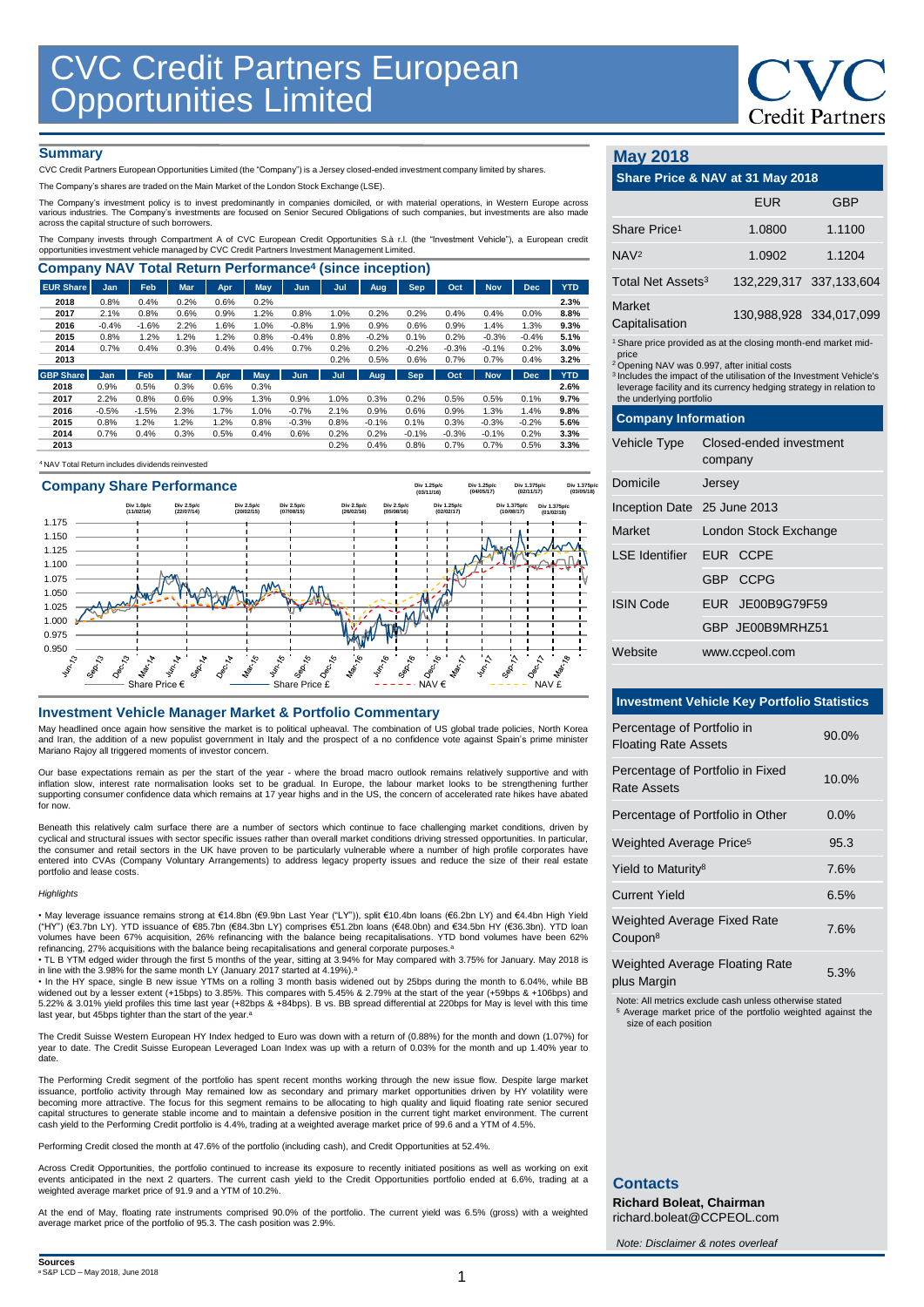# CVC Credit Partners European Opportunities Limited

## Summary

CVC Credit Partners European Opportunities Limited (the "Company") is a Jersey closed-ended investment company limited by shares.

The Company's shares are traded on the Main Market of the London Stock Exchange (LSE).

The Company's investment policy is to invest predominantly in companies domiciled, or with material operations, in Western Europe across various industries. The Company's investments are focused on Senior Secured Obligations of such companies, but investments are also made across the capital structure of such borrowers.

The Company invests through Compartment A of CVC European Credit Opportunities S.à r.l. (the "Investment Vehicle"), a European credit opportunities investment vehicle managed by CVC Credit Partners Investment Management Limited.

## Company NAV Total Return Performance[4] (since inception)

| EUR Share | Jan | Feb | Mar | Apr | May | Jun | Jul | Aug | Sep | Oct | Nov | Dec | YTD |
|---|---|---|---|---|---|---|---|---|---|---|---|---|---|
| 2018 | 0.8% | 0.4% | 0.2% | 0.6% | 0.2% | | | | | | | | 2.3% |
| 2017 | 2.1% | 0.8% | 0.6% | 0.9% | 1.2% | 0.8% | 1.0% | 0.2% | 0.2% | 0.4% | 0.4% | 0.0% | 8.8% |
| 2016 | -0.4% | -1.6% | 2.2% | 1.6% | 1.0% | -0.8% | 1.9% | 0.9% | 0.6% | 0.9% | 1.4% | 1.3% | 9.3% |
| 2015 | 0.8% | 1.2% | 1.2% | 1.2% | 0.8% | -0.4% | 0.8% | -0.2% | 0.1% | 0.2% | -0.3% | -0.4% | 5.1% |
| 2014 | 0.7% | 0.4% | 0.3% | 0.4% | 0.4% | 0.7% | 0.2% | 0.2% | -0.2% | -0.3% | -0.1% | 0.2% | 3.0% |
| 2013 | | | | | | | 0.2% | 0.5% | 0.6% | 0.7% | 0.7% | 0.4% | 3.2% |

| GBP Share | Jan | Feb | Mar | Apr | May | Jun | Jul | Aug | Sep | Oct | Nov | Dec | YTD |
|---|---|---|---|---|---|---|---|---|---|---|---|---|---|
| 2018 | 0.9% | 0.5% | 0.3% | 0.6% | 0.3% | | | | | | | | 2.6% |
| 2017 | 2.2% | 0.8% | 0.6% | 0.9% | 1.3% | 0.9% | 1.0% | 0.3% | 0.2% | 0.5% | 0.5% | 0.1% | 9.7% |
| 2016 | -0.5% | -1.5% | 2.3% | 1.7% | 1.0% | -0.7% | 2.1% | 0.9% | 0.6% | 0.9% | 1.3% | 1.4% | 9.8% |
| 2015 | 0.8% | 1.2% | 1.2% | 1.2% | 0.8% | -0.3% | 0.8% | -0.1% | 0.1% | 0.3% | -0.3% | -0.2% | 5.6% |
| 2014 | 0.7% | 0.4% | 0.3% | 0.5% | 0.4% | 0.6% | 0.2% | 0.2% | -0.1% | -0.3% | -0.1% | 0.2% | 3.3% |
| 2013 | | | | | | | 0.2% | 0.4% | 0.8% | 0.7% | 0.7% | 0.5% | 3.3% |

[4] NAV Total Return includes dividends reinvested

## Company Share Performance

Div 1.0p/c (11/02/14); Div 2.5p/c (22/07/14); Div 2.5p/c (20/02/15); Div 2.5p/c (07/08/15); Div 2.5p/c (26/02/16); Div 2.5p/c (05/08/16); Div 1.25p/c (03/11/16); Div 1.25p/c (02/02/17); Div 1.25p/c (04/05/17); Div 1.375p/c (10/08/17); Div 1.375p/c (02/11/17); Div 1.375p/c (01/02/18); Div 1.375p/c (03/05/18)

Share Price € — Share Price £ — NAV € — NAV £

## Investment Vehicle Manager Market & Portfolio Commentary

May headlined once again how sensitive the market is to political upheaval. The combination of US global trade policies, North Korea and Iran, the addition of a new populist government in Italy and the prospect of a no confidence vote against Spain's prime minister Mariano Rajoy all triggered moments of investor concern.

Our base expectations remain as per the start of the year - where the broad macro outlook remains relatively supportive and with inflation slow, interest rate normalisation looks set to be gradual. In Europe, the labour market looks to be strengthening further supporting consumer confidence data which remains at 17 year highs and in the US, the concern of accelerated rate hikes have abated for now.

Beneath this relatively calm surface there are a number of sectors which continue to face challenging market conditions, driven by cyclical and structural issues with sector specific issues rather than overall market conditions driving stressed opportunities. In particular, the consumer and retail sectors in the UK have proven to be particularly vulnerable where a number of high profile corporates have entered into CVAs (Company Voluntary Arrangements) to address legacy property issues and reduce the size of their real estate portfolio and lease costs.

*Highlights*

- May leverage issuance remains strong at €14.8bn (€9.9bn Last Year ("LY")), split €10.4bn loans (€6.2bn LY) and €4.4bn High Yield ("HY") (€3.7bn LY). YTD issuance of €85.7bn (€84.3bn LY) comprises €51.2bn loans (€48.0bn) and €34.5bn HY (€36.3bn). YTD loan volumes have been 67% acquisition, 26% refinancing with the balance being recapitalisations. YTD bond volumes have been 62% refinancing, 27% acquisitions with the balance being recapitalisations and general corporate purposes.[a]
- TL B YTM edged wider through the first 5 months of the year, sitting at 3.94% for May compared with 3.75% for January. May 2018 is in line with the 3.98% for the same month LY (January 2017 started at 4.19%).[a]
- In the HY space, single B new issue YTMs on a rolling 3 month basis widened out by 25bps during the month to 6.04%, while BB widened out by a lesser extent (+15bps) to 3.85%. This compares with 5.45% & 2.79% at the start of the year (+59bps & +106bps) and 5.22% & 3.01% yield profiles this time last year (+82bps & +84bps). B vs. BB spread differential at 220bps for May is level with this time last year, but 45bps tighter than the start of the year.[a]

The Credit Suisse Western European HY Index hedged to Euro was down with a return of (0.88%) for the month and down (1.07%) for year to date. The Credit Suisse European Leveraged Loan Index was up with a return of 0.03% for the month and up 1.40% year to date.

The Performing Credit segment of the portfolio has spent recent months working through the new issue flow. Despite large market issuance, portfolio activity through May remained low as secondary and primary market opportunities driven by HY volatility were becoming more attractive. The focus for this segment remains to be allocating to high quality and liquid floating rate senior secured capital structures to generate stable income and to maintain a defensive position in the current tight market environment. The current cash yield to the Performing Credit portfolio is 4.4%, trading at a weighted average market price of 99.6 and a YTM of 4.5%.

Performing Credit closed the month at 47.6% of the portfolio (including cash), and Credit Opportunities at 52.4%.

Across Credit Opportunities, the portfolio continued to increase its exposure to recently initiated positions as well as working on exit events anticipated in the next 2 quarters. The current cash yield to the Credit Opportunities portfolio ended at 6.6%, trading at a weighted average market price of 91.9 and a YTM of 10.2%.

At the end of May, floating rate instruments comprised 90.0% of the portfolio. The current yield was 6.5% (gross) with a weighted average market price of the portfolio of 95.3. The cash position was 2.9%.

**Sources**
[a] S&P LCD – May 2018, June 2018

## May 2018

### Share Price & NAV at 31 May 2018

| | EUR | GBP |
|---|---|---|
| Share Price[1] | 1.0800 | 1.1100 |
| NAV[2] | 1.0902 | 1.1204 |
| Total Net Assets[3] | 132,229,317 | 337,133,604 |
| Market Capitalisation | 130,988,928 | 334,017,099 |

[1] Share price provided as at the closing month-end market mid-price
[2] Opening NAV was 0.997, after initial costs
[3] Includes the impact of the utilisation of the Investment Vehicle's leverage facility and its currency hedging strategy in relation to the underlying portfolio

### Company Information

| | |
|---|---|
| Vehicle Type | Closed-ended investment company |
| Domicile | Jersey |
| Inception Date | 25 June 2013 |
| Market | London Stock Exchange |
| LSE Identifier | EUR CCPE |
| | GBP CCPG |
| ISIN Code | EUR JE00B9G79F59 |
| | GBP JE00B9MRHZ51 |
| Website | www.ccpeol.com |

### Investment Vehicle Key Portfolio Statistics

| | |
|---|---|
| Percentage of Portfolio in Floating Rate Assets | 90.0% |
| Percentage of Portfolio in Fixed Rate Assets | 10.0% |
| Percentage of Portfolio in Other | 0.0% |
| Weighted Average Price[5] | 95.3 |
| Yield to Maturity[8] | 7.6% |
| Current Yield | 6.5% |
| Weighted Average Fixed Rate Coupon[8] | 7.6% |
| Weighted Average Floating Rate plus Margin | 5.3% |

Note: All metrics exclude cash unless otherwise stated
[5] Average market price of the portfolio weighted against the size of each position

### Contacts

**Richard Boleat, Chairman**
richard.boleat@CCPEOL.com

*Note: Disclaimer & notes overleaf*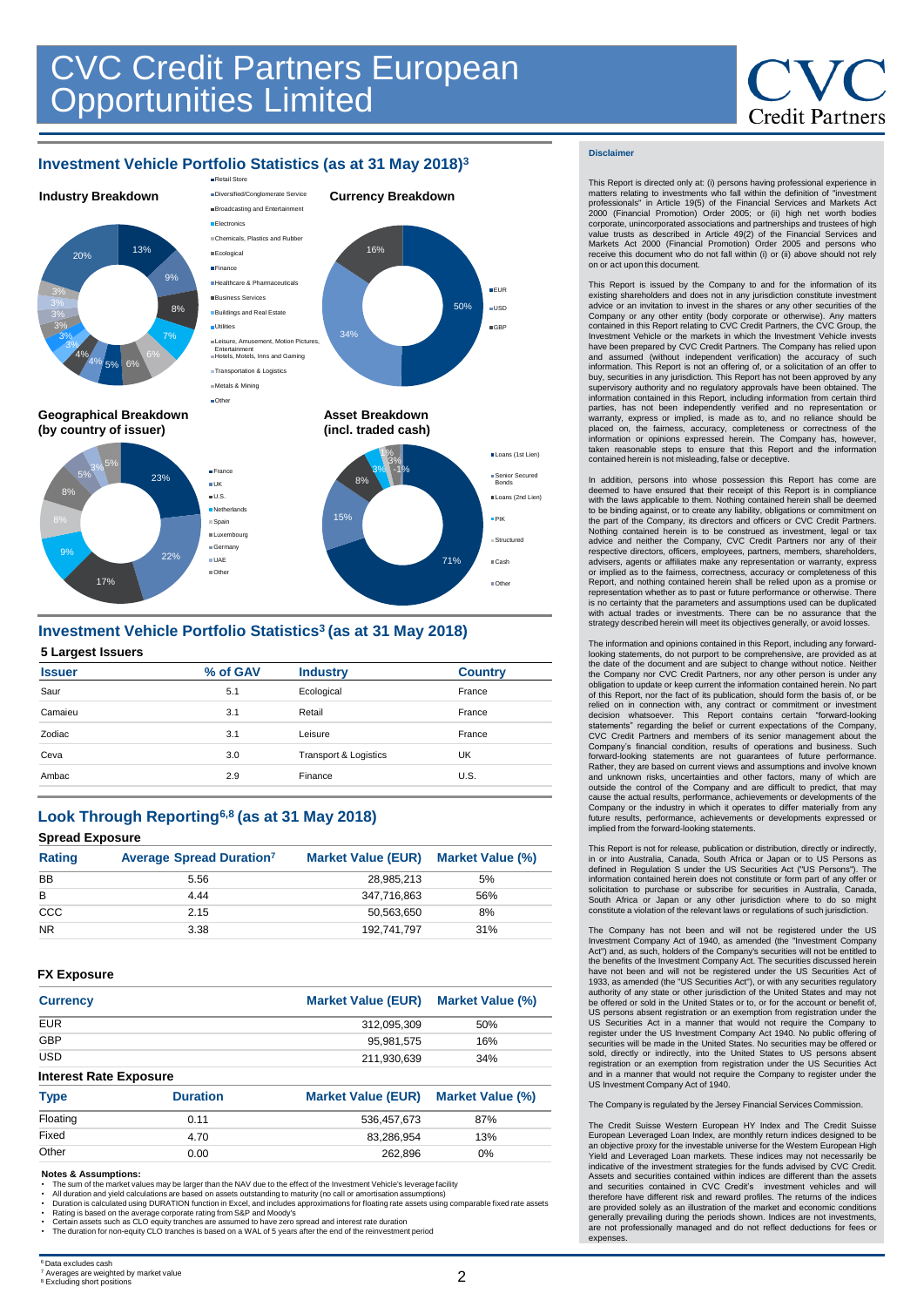# CVC Credit Partners European Opportunities Limited

## Investment Vehicle Portfolio Statistics (as at 31 May 2018)[3]

### Industry Breakdown

13%
9%
8%
7%
6%
6%
5%
4%
4%
3%
3%
3%
3%
3%
3%
20%

Retail Store
Diversified/Conglomerate Service
Broadcasting and Entertainment
Electronics
Chemicals, Plastics and Rubber
Ecological
Finance
Healthcare & Pharmaceuticals
Business Services
Buildings and Real Estate
Utilities
Leisure, Amusement, Motion Pictures, Entertainment
Hotels, Motels, Inns and Gaming
Transportation & Logistics
Metals & Mining
Other

### Currency Breakdown

50%
34%
16%

EUR
USD
GBP

### Geographical Breakdown (by country of issuer)

23%
22%
17%
9%
8%
8%
5%
3%
5%

France
UK
U.S.
Netherlands
Spain
Luxembourg
Germany
UAE
Other

### Asset Breakdown (incl. traded cash)

71%
15%
8%
3%
3%
1%
-1%

Loans (1st Lien)
Senior Secured Bonds
Loans (2nd Lien)
PIK
Structured
Cash
Other

## Investment Vehicle Portfolio Statistics[3] (as at 31 May 2018)

**5 Largest Issuers**

| Issuer | % of GAV | Industry | Country |
|---|---|---|---|
| Saur | 5.1 | Ecological | France |
| Camaieu | 3.1 | Retail | France |
| Zodiac | 3.1 | Leisure | France |
| Ceva | 3.0 | Transport & Logistics | UK |
| Ambac | 2.9 | Finance | U.S. |

## Look Through Reporting[6,8] (as at 31 May 2018)

**Spread Exposure**

| Rating | Average Spread Duration[7] | Market Value (EUR) | Market Value (%) |
|---|---|---|---|
| BB | 5.56 | 28,985,213 | 5% |
| B | 4.44 | 347,716,863 | 56% |
| CCC | 2.15 | 50,563,650 | 8% |
| NR | 3.38 | 192,741,797 | 31% |

**FX Exposure**

| Currency | Market Value (EUR) | Market Value (%) |
|---|---|---|
| EUR | 312,095,309 | 50% |
| GBP | 95,981,575 | 16% |
| USD | 211,930,639 | 34% |

**Interest Rate Exposure**

| Type | Duration | Market Value (EUR) | Market Value (%) |
|---|---|---|---|
| Floating | 0.11 | 536,457,673 | 87% |
| Fixed | 4.70 | 83,286,954 | 13% |
| Other | 0.00 | 262,896 | 0% |

**Notes & Assumptions:**

- The sum of the market values may be larger than the NAV due to the effect of the Investment Vehicle's leverage facility
- All duration and yield calculations are based on assets outstanding to maturity (no call or amortisation assumptions)
- Duration is calculated using DURATION function in Excel, and includes approximations for floating rate assets using comparable fixed rate assets
- Rating is based on the average corporate rating from S&P and Moody's
- Certain assets such as CLO equity tranches are assumed to have zero spread and interest rate duration
- The duration for non-equity CLO tranches is based on a WAL of 5 years after the end of the reinvestment period

**Disclaimer**

This Report is directed only at: (i) persons having professional experience in matters relating to investments who fall within the definition of "investment professionals" in Article 19(5) of the Financial Services and Markets Act 2000 (Financial Promotion) Order 2005; or (ii) high net worth bodies corporate, unincorporated associations and partnerships and trustees of high value trusts as described in Article 49(2) of the Financial Services and Markets Act 2000 (Financial Promotion) Order 2005 and persons who receive this document who do not fall within (i) or (ii) above should not rely on or act upon this document.

This Report is issued by the Company to and for the information of its existing shareholders and does not in any jurisdiction constitute investment advice or an invitation to invest in the shares or any other securities of the Company or any other entity (body corporate or otherwise). Any matters contained in this Report relating to CVC Credit Partners, the CVC Group, the Investment Vehicle or the markets in which the Investment Vehicle invests have been prepared by CVC Credit Partners. The Company has relied upon and assumed (without independent verification) the accuracy of such information. This Report is not an offering of, or a solicitation of an offer to buy, securities in any jurisdiction. This Report has not been approved by any supervisory authority and no regulatory approvals have been obtained. The information contained in this Report, including information from certain third parties, has not been independently verified and no representation or warranty, express or implied, is made as to, and no reliance should be placed on, the fairness, accuracy, completeness or correctness of the information or opinions expressed herein. The Company has, however, taken reasonable steps to ensure that this Report and the information contained herein is not misleading, false or deceptive.

In addition, persons into whose possession this Report has come are deemed to have ensured that their receipt of this Report is in compliance with the laws applicable to them. Nothing contained herein shall be deemed to be binding against, or to create any liability, obligations or commitment on the part of the Company, its directors and officers or CVC Credit Partners. Nothing contained herein is to be construed as investment, legal or tax advice and neither the Company, CVC Credit Partners nor any of their respective directors, officers, employees, partners, members, shareholders, advisers, agents or affiliates make any representation or warranty, express or implied as to the fairness, correctness, accuracy or completeness of this Report, and nothing contained herein shall be relied upon as a promise or representation whether as to past or future performance or otherwise. There is no certainty that the parameters and assumptions used can be duplicated with actual trades or investments. There can be no assurance that the strategy described herein will meet its objectives generally, or avoid losses.

The information and opinions contained in this Report, including any forward-looking statements, do not purport to be comprehensive, are provided as at the date of the document and are subject to change without notice. Neither the Company nor CVC Credit Partners, nor any other person is under any obligation to update or keep current the information contained herein. No part of this Report, nor the fact of its publication, should form the basis of, or be relied on in connection with, any contract or commitment or investment decision whatsoever. This Report contains certain "forward-looking statements" regarding the belief or current expectations of the Company, CVC Credit Partners and members of its senior management about the Company's financial condition, results of operations and business. Such forward-looking statements are not guarantees of future performance. Rather, they are based on current views and assumptions and involve known and unknown risks, uncertainties and other factors, many of which are outside the control of the Company and are difficult to predict, that may cause the actual results, performance, achievements or developments of the Company or the industry in which it operates to differ materially from any future results, performance, achievements or developments expressed or implied from the forward-looking statements.

This Report is not for release, publication or distribution, directly or indirectly, in or into Australia, Canada, South Africa or Japan or to US Persons as defined in Regulation S under the US Securities Act ("US Persons"). The information contained herein does not constitute or form part of any offer or solicitation to purchase or subscribe for securities in Australia, Canada, South Africa or Japan or any other jurisdiction where to do so might constitute a violation of the relevant laws or regulations of such jurisdiction.

The Company has not been and will not be registered under the US Investment Company Act of 1940, as amended (the "Investment Company Act") and, as such, holders of the Company's securities will not be entitled to the benefits of the Investment Company Act. The securities discussed herein have not been and will not be registered under the US Securities Act of 1933, as amended (the "US Securities Act"), or with any securities regulatory authority of any state or other jurisdiction of the United States and may not be offered or sold in the United States or to, or for the account or benefit of, US persons absent registration or an exemption from registration under the US Securities Act in a manner that would not require the Company to register under the US Investment Company Act 1940. No public offering of securities will be made in the United States. No securities may be offered or sold, directly or indirectly, into the United States to US persons absent registration or an exemption from registration under the US Securities Act and in a manner that would not require the Company to register under the US Investment Company Act of 1940.

The Company is regulated by the Jersey Financial Services Commission.

The Credit Suisse Western European HY Index and The Credit Suisse European Leveraged Loan Index, are monthly return indices designed to be an objective proxy for the investable universe for the Western European High Yield and Leveraged Loan markets. These indices may not necessarily be indicative of the investment strategies for the funds advised by CVC Credit. Assets and securities contained within indices are different than the assets and securities contained in CVC Credit's investment vehicles and will therefore have different risk and reward profiles. The returns of the indices are provided solely as an illustration of the market and economic conditions generally prevailing during the periods shown. Indices are not investments, are not professionally managed and do not reflect deductions for fees or expenses.

[6] Data excludes cash
[7] Averages are weighted by market value
[8] Excluding short positions